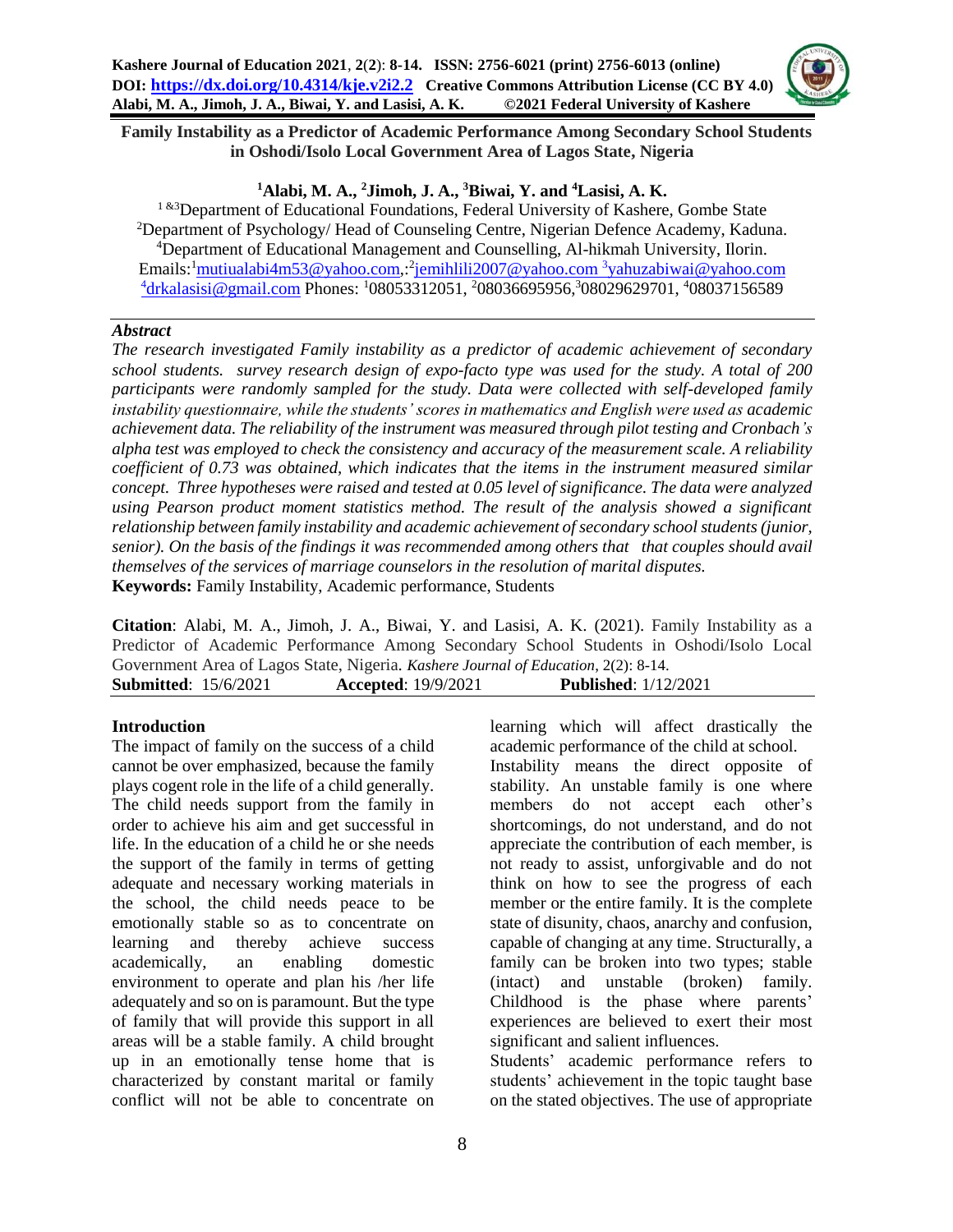# Family Instability as a Predictor of Academic Performance Among Secondary School Students in Oshodi/Isolo Local Government Area of Lagos State, Nigeria

**[1]Alabi, M. A., [2]Jimoh, J. A., [3]Biwai, Y. and [4]Lasisi, A. K.**

[1 &3]Department of Educational Foundations, Federal University of Kashere, Gombe State
[2]Department of Psychology/ Head of Counseling Centre, Nigerian Defence Academy, Kaduna.
[4]Department of Educational Management and Counselling, Al-hikmah University, Ilorin.
Emails:[1]mutiualabi4m53@yahoo.com,:[2]jemihlili2007@yahoo.com [3]yahuzabiwai@yahoo.com [4]drkalasisi@gmail.com Phones: [1]08053312051, [2]08036695956,[3]08029629701, [4]08037156589

## *Abstract*

*The research investigated Family instability as a predictor of academic achievement of secondary school students. survey research design of expo-facto type was used for the study. A total of 200 participants were randomly sampled for the study. Data were collected with self-developed family instability questionnaire, while the students' scores in mathematics and English were used as academic achievement data. The reliability of the instrument was measured through pilot testing and Cronbach's alpha test was employed to check the consistency and accuracy of the measurement scale. A reliability coefficient of 0.73 was obtained, which indicates that the items in the instrument measured similar concept. Three hypotheses were raised and tested at 0.05 level of significance. The data were analyzed using Pearson product moment statistics method. The result of the analysis showed a significant relationship between family instability and academic achievement of secondary school students (junior, senior). On the basis of the findings it was recommended among others that that couples should avail themselves of the services of marriage counselors in the resolution of marital disputes.*

**Keywords:** Family Instability, Academic performance, Students

**Citation**: Alabi, M. A., Jimoh, J. A., Biwai, Y. and Lasisi, A. K. (2021). Family Instability as a Predictor of Academic Performance Among Secondary School Students in Oshodi/Isolo Local Government Area of Lagos State, Nigeria. *Kashere Journal of Education*, 2(2): 8-14.

**Submitted**: 15/6/2021 **Accepted**: 19/9/2021 **Published**: 1/12/2021

## Introduction

The impact of family on the success of a child cannot be over emphasized, because the family plays cogent role in the life of a child generally. The child needs support from the family in order to achieve his aim and get successful in life. In the education of a child he or she needs the support of the family in terms of getting adequate and necessary working materials in the school, the child needs peace to be emotionally stable so as to concentrate on learning and thereby achieve success academically, an enabling domestic environment to operate and plan his /her life adequately and so on is paramount. But the type of family that will provide this support in all areas will be a stable family. A child brought up in an emotionally tense home that is characterized by constant marital or family conflict will not be able to concentrate on learning which will affect drastically the academic performance of the child at school.

Instability means the direct opposite of stability. An unstable family is one where members do not accept each other's shortcomings, do not understand, and do not appreciate the contribution of each member, is not ready to assist, unforgivable and do not think on how to see the progress of each member or the entire family. It is the complete state of disunity, chaos, anarchy and confusion, capable of changing at any time. Structurally, a family can be broken into two types; stable (intact) and unstable (broken) family. Childhood is the phase where parents' experiences are believed to exert their most significant and salient influences.

Students' academic performance refers to students' achievement in the topic taught base on the stated objectives. The use of appropriate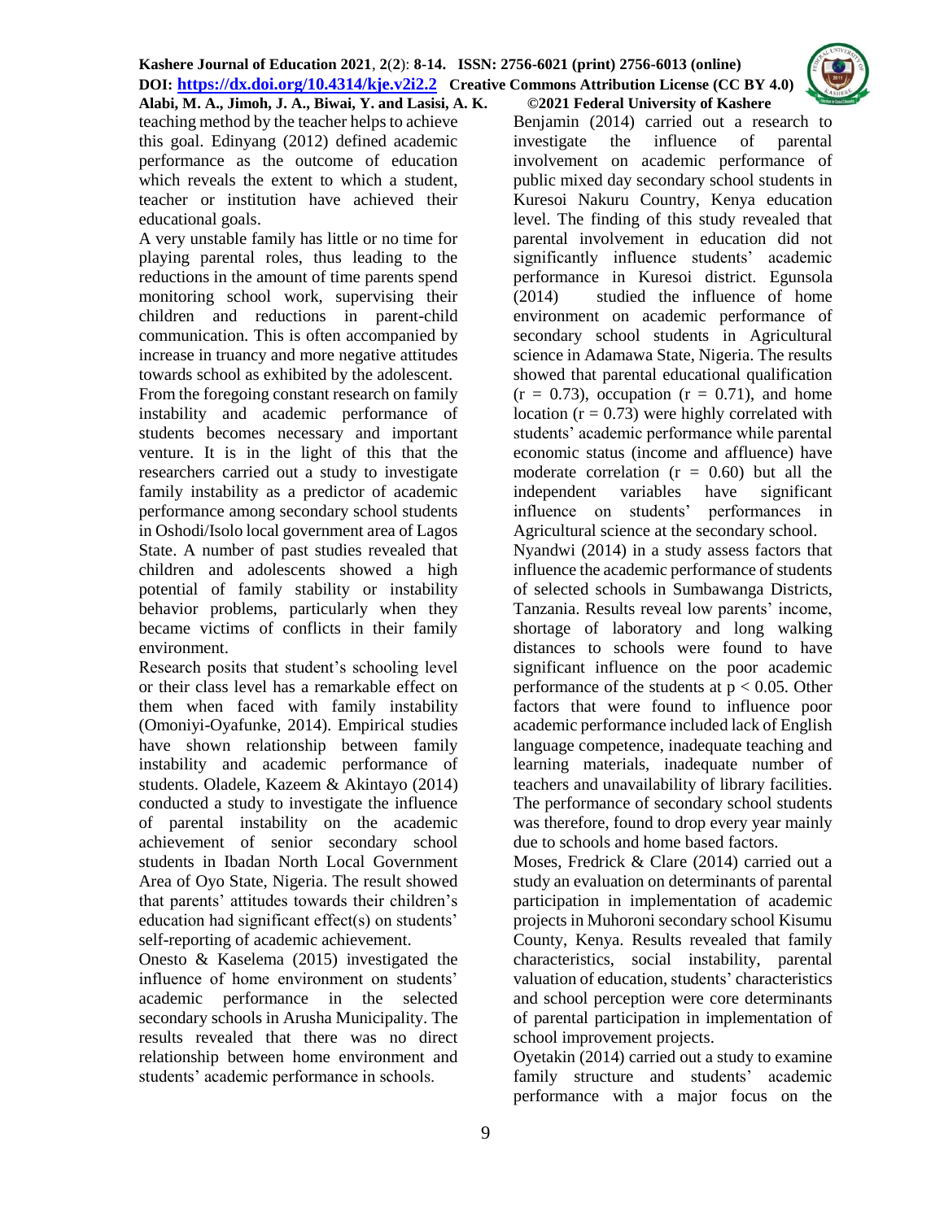teaching method by the teacher helps to achieve this goal. Edinyang (2012) defined academic performance as the outcome of education which reveals the extent to which a student, teacher or institution have achieved their educational goals.

A very unstable family has little or no time for playing parental roles, thus leading to the reductions in the amount of time parents spend monitoring school work, supervising their children and reductions in parent-child communication. This is often accompanied by increase in truancy and more negative attitudes towards school as exhibited by the adolescent.

From the foregoing constant research on family instability and academic performance of students becomes necessary and important venture. It is in the light of this that the researchers carried out a study to investigate family instability as a predictor of academic performance among secondary school students in Oshodi/Isolo local government area of Lagos State. A number of past studies revealed that children and adolescents showed a high potential of family stability or instability behavior problems, particularly when they became victims of conflicts in their family environment.

Research posits that student's schooling level or their class level has a remarkable effect on them when faced with family instability (Omoniyi-Oyafunke, 2014). Empirical studies have shown relationship between family instability and academic performance of students. Oladele, Kazeem & Akintayo (2014) conducted a study to investigate the influence of parental instability on the academic achievement of senior secondary school students in Ibadan North Local Government Area of Oyo State, Nigeria. The result showed that parents' attitudes towards their children's education had significant effect(s) on students' self-reporting of academic achievement.

Onesto & Kaselema (2015) investigated the influence of home environment on students' academic performance in the selected secondary schools in Arusha Municipality. The results revealed that there was no direct relationship between home environment and students' academic performance in schools.

Benjamin (2014) carried out a research to investigate the influence of parental involvement on academic performance of public mixed day secondary school students in Kuresoi Nakuru Country, Kenya education level. The finding of this study revealed that parental involvement in education did not significantly influence students' academic performance in Kuresoi district. Egunsola (2014) studied the influence of home environment on academic performance of secondary school students in Agricultural science in Adamawa State, Nigeria. The results showed that parental educational qualification ($r = 0.73$), occupation ($r = 0.71$), and home location ($r = 0.73$) were highly correlated with students' academic performance while parental economic status (income and affluence) have moderate correlation ($r = 0.60$) but all the independent variables have significant influence on students' performances in Agricultural science at the secondary school.

Nyandwi (2014) in a study assess factors that influence the academic performance of students of selected schools in Sumbawanga Districts, Tanzania. Results reveal low parents' income, shortage of laboratory and long walking distances to schools were found to have significant influence on the poor academic performance of the students at $p < 0.05$. Other factors that were found to influence poor academic performance included lack of English language competence, inadequate teaching and learning materials, inadequate number of teachers and unavailability of library facilities. The performance of secondary school students was therefore, found to drop every year mainly due to schools and home based factors.

Moses, Fredrick & Clare (2014) carried out a study an evaluation on determinants of parental participation in implementation of academic projects in Muhoroni secondary school Kisumu County, Kenya. Results revealed that family characteristics, social instability, parental valuation of education, students' characteristics and school perception were core determinants of parental participation in implementation of school improvement projects.

Oyetakin (2014) carried out a study to examine family structure and students' academic performance with a major focus on the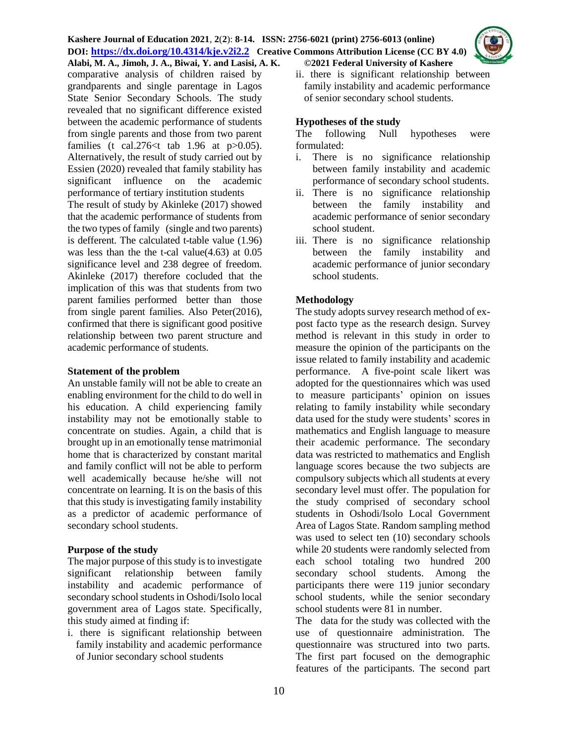comparative analysis of children raised by grandparents and single parentage in Lagos State Senior Secondary Schools. The study revealed that no significant difference existed between the academic performance of students from single parents and those from two parent families (t cal.276<t tab 1.96 at p>0.05). Alternatively, the result of study carried out by Essien (2020) revealed that family stability has significant influence on the academic performance of tertiary institution students

The result of study by Akinleke (2017) showed that the academic performance of students from the two types of family (single and two parents) is defferent. The calculated t-table value (1.96) was less than the the t-cal value(4.63) at 0.05 significance level and 238 degree of freedom. Akinleke (2017) therefore cocluded that the implication of this was that students from two parent families performed better than those from single parent families. Also Peter(2016), confirmed that there is significant good positive relationship between two parent structure and academic performance of students.

### Statement of the problem

An unstable family will not be able to create an enabling environment for the child to do well in his education. A child experiencing family instability may not be emotionally stable to concentrate on studies. Again, a child that is brought up in an emotionally tense matrimonial home that is characterized by constant marital and family conflict will not be able to perform well academically because he/she will not concentrate on learning. It is on the basis of this that this study is investigating family instability as a predictor of academic performance of secondary school students.

### Purpose of the study

The major purpose of this study is to investigate significant relationship between family instability and academic performance of secondary school students in Oshodi/Isolo local government area of Lagos state. Specifically, this study aimed at finding if:

i. there is significant relationship between family instability and academic performance of Junior secondary school students
ii. there is significant relationship between family instability and academic performance of senior secondary school students.

### Hypotheses of the study

The following Null hypotheses were formulated:

i. There is no significance relationship between family instability and academic performance of secondary school students.
ii. There is no significance relationship between the family instability and academic performance of senior secondary school student.
iii. There is no significance relationship between the family instability and academic performance of junior secondary school students.

### Methodology

The study adopts survey research method of ex-post facto type as the research design. Survey method is relevant in this study in order to measure the opinion of the participants on the issue related to family instability and academic performance. A five-point scale likert was adopted for the questionnaires which was used to measure participants' opinion on issues relating to family instability while secondary data used for the study were students' scores in mathematics and English language to measure their academic performance. The secondary data was restricted to mathematics and English language scores because the two subjects are compulsory subjects which all students at every secondary level must offer. The population for the study comprised of secondary school students in Oshodi/Isolo Local Government Area of Lagos State. Random sampling method was used to select ten (10) secondary schools while 20 students were randomly selected from each school totaling two hundred 200 secondary school students. Among the participants there were 119 junior secondary school students, while the senior secondary school students were 81 in number.

The data for the study was collected with the use of questionnaire administration. The questionnaire was structured into two parts. The first part focused on the demographic features of the participants. The second part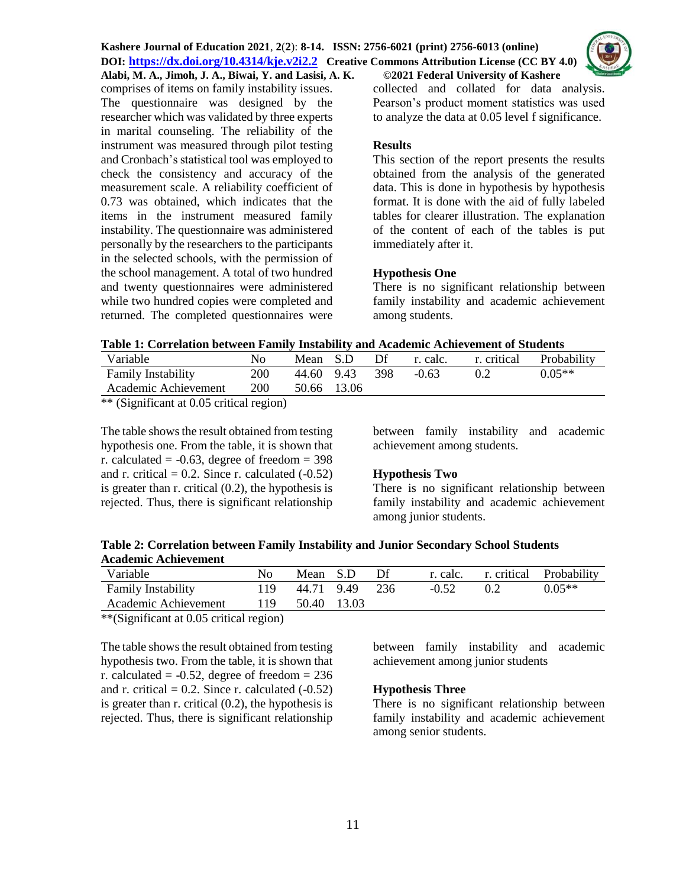comprises of items on family instability issues. The questionnaire was designed by the researcher which was validated by three experts in marital counseling. The reliability of the instrument was measured through pilot testing and Cronbach's statistical tool was employed to check the consistency and accuracy of the measurement scale. A reliability coefficient of 0.73 was obtained, which indicates that the items in the instrument measured family instability. The questionnaire was administered personally by the researchers to the participants in the selected schools, with the permission of the school management. A total of two hundred and twenty questionnaires were administered while two hundred copies were completed and returned. The completed questionnaires were collected and collated for data analysis. Pearson's product moment statistics was used to analyze the data at 0.05 level f significance.

## Results

This section of the report presents the results obtained from the analysis of the generated data. This is done in hypothesis by hypothesis format. It is done with the aid of fully labeled tables for clearer illustration. The explanation of the content of each of the tables is put immediately after it.

### Hypothesis One

There is no significant relationship between family instability and academic achievement among students.

**Table 1: Correlation between Family Instability and Academic Achievement of Students**

| Variable | No | Mean | S.D | Df | r. calc. | r. critical | Probability |
|---|---|---|---|---|---|---|---|
| Family Instability | 200 | 44.60 | 9.43 | 398 | -0.63 | 0.2 | 0.05** |
| Academic Achievement | 200 | 50.66 | 13.06 | | | | |

** (Significant at 0.05 critical region)

The table shows the result obtained from testing hypothesis one. From the table, it is shown that r. calculated = -0.63, degree of freedom = 398 and r. critical = 0.2. Since r. calculated (-0.52) is greater than r. critical (0.2), the hypothesis is rejected. Thus, there is significant relationship between family instability and academic achievement among students.

### Hypothesis Two

There is no significant relationship between family instability and academic achievement among junior students.

**Table 2: Correlation between Family Instability and Junior Secondary School Students Academic Achievement**

| Variable | No | Mean | S.D | Df | r. calc. | r. critical | Probability |
|---|---|---|---|---|---|---|---|
| Family Instability | 119 | 44.71 | 9.49 | 236 | -0.52 | 0.2 | 0.05** |
| Academic Achievement | 119 | 50.40 | 13.03 | | | | |

**(Significant at 0.05 critical region)

The table shows the result obtained from testing hypothesis two. From the table, it is shown that r. calculated = -0.52, degree of freedom = 236 and r. critical = 0.2. Since r. calculated (-0.52) is greater than r. critical (0.2), the hypothesis is rejected. Thus, there is significant relationship between family instability and academic achievement among junior students

### Hypothesis Three

There is no significant relationship between family instability and academic achievement among senior students.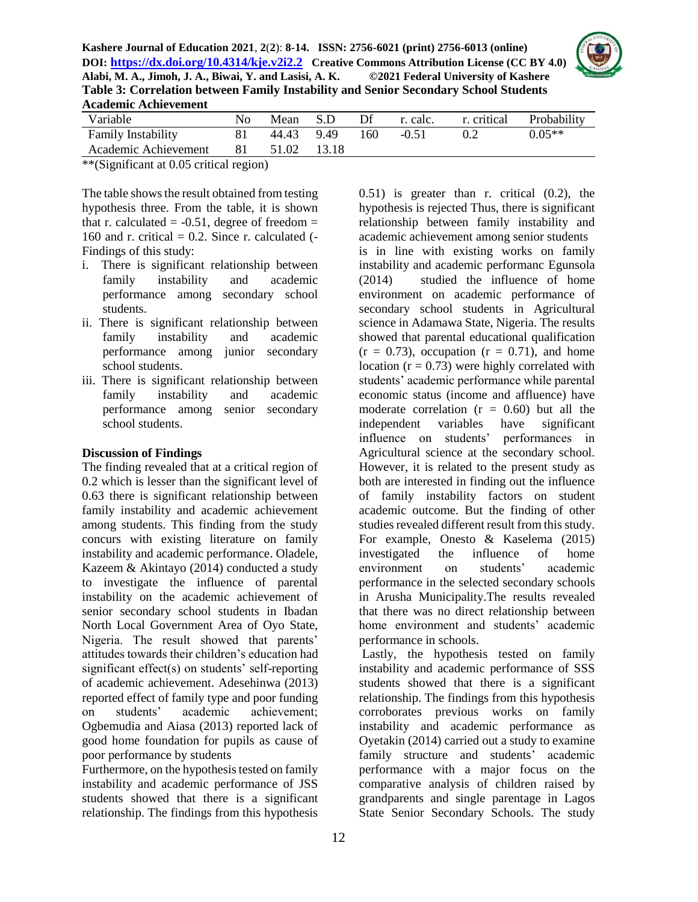**Table 3: Correlation between Family Instability and Senior Secondary School Students Academic Achievement**

| Variable | No | Mean | S.D | Df | r. calc. | r. critical | Probability |
|---|---|---|---|---|---|---|---|
| Family Instability | 81 | 44.43 | 9.49 | 160 | -0.51 | 0.2 | 0.05** |
| Academic Achievement | 81 | 51.02 | 13.18 | | | | |

**(Significant at 0.05 critical region)

The table shows the result obtained from testing hypothesis three. From the table, it is shown that r. calculated = -0.51, degree of freedom = 160 and r. critical = 0.2. Since r. calculated (-0.51) is greater than r. critical (0.2), the hypothesis is rejected Thus, there is significant relationship between family instability and academic achievement among senior students

Findings of this study:

i. There is significant relationship between family instability and academic performance among secondary school students.
ii. There is significant relationship between family instability and academic performance among junior secondary school students.
iii. There is significant relationship between family instability and academic performance among senior secondary school students.

**Discussion of Findings**

The finding revealed that at a critical region of 0.2 which is lesser than the significant level of 0.63 there is significant relationship between family instability and academic achievement among students. This finding from the study concurs with existing literature on family instability and academic performance. Oladele, Kazeem & Akintayo (2014) conducted a study to investigate the influence of parental instability on the academic achievement of senior secondary school students in Ibadan North Local Government Area of Oyo State, Nigeria. The result showed that parents' attitudes towards their children's education had significant effect(s) on students' self-reporting of academic achievement. Adesehinwa (2013) reported effect of family type and poor funding on students' academic achievement; Ogbemudia and Aiasa (2013) reported lack of good home foundation for pupils as cause of poor performance by students

Furthermore, on the hypothesis tested on family instability and academic performance of JSS students showed that there is a significant relationship. The findings from this hypothesis is in line with existing works on family instability and academic performanc Egunsola (2014) studied the influence of home environment on academic performance of secondary school students in Agricultural science in Adamawa State, Nigeria. The results showed that parental educational qualification ($r = 0.73$), occupation ($r = 0.71$), and home location ($r = 0.73$) were highly correlated with students' academic performance while parental economic status (income and affluence) have moderate correlation ($r = 0.60$) but all the independent variables have significant influence on students' performances in Agricultural science at the secondary school. However, it is related to the present study as both are interested in finding out the influence of family instability factors on student academic outcome. But the finding of other studies revealed different result from this study. For example, Onesto & Kaselema (2015) investigated the influence of home environment on students' academic performance in the selected secondary schools in Arusha Municipality.The results revealed that there was no direct relationship between home environment and students' academic performance in schools.

Lastly, the hypothesis tested on family instability and academic performance of SSS students showed that there is a significant relationship. The findings from this hypothesis corroborates previous works on family instability and academic performance as Oyetakin (2014) carried out a study to examine family structure and students' academic performance with a major focus on the comparative analysis of children raised by grandparents and single parentage in Lagos State Senior Secondary Schools. The study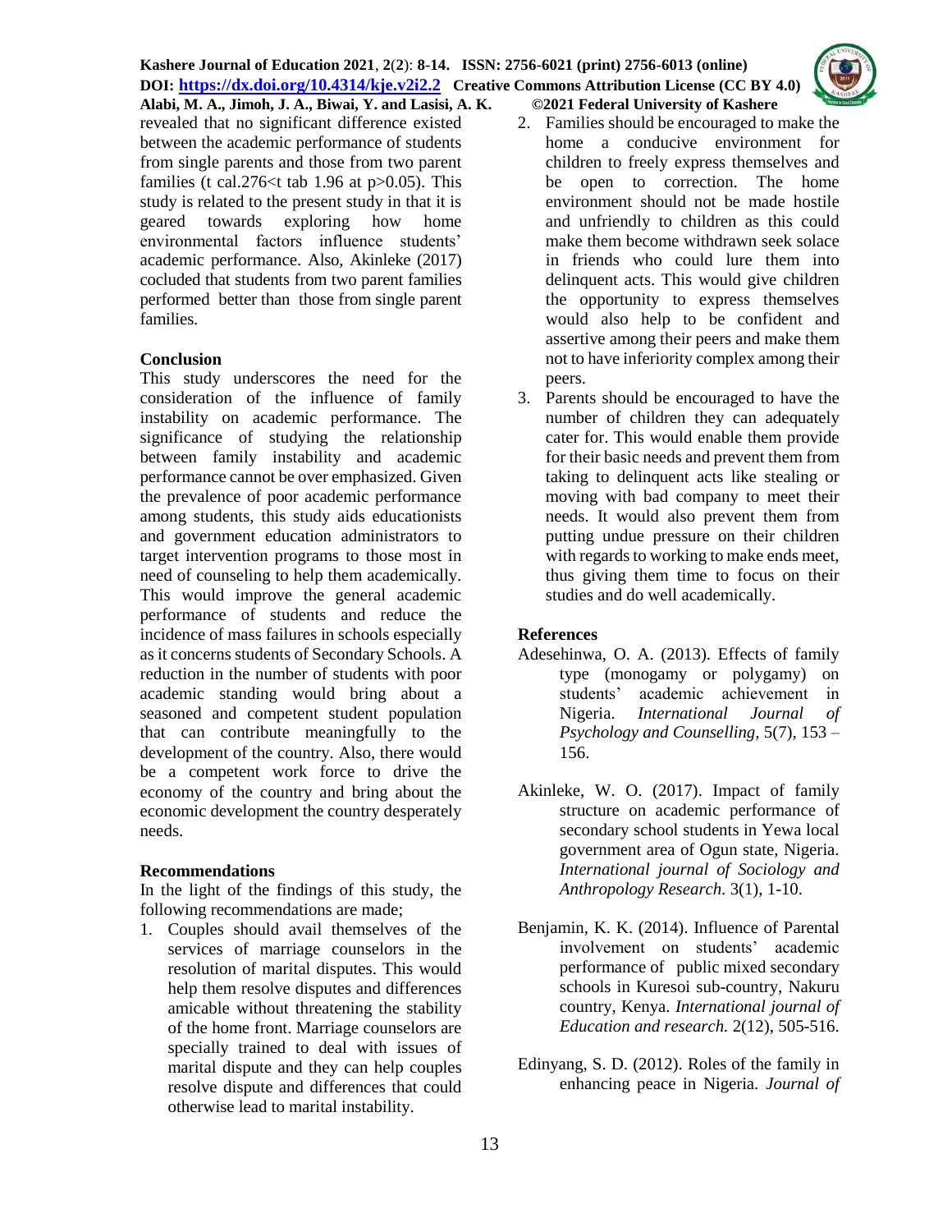revealed that no significant difference existed between the academic performance of students from single parents and those from two parent families (t cal.276<t tab 1.96 at p>0.05). This study is related to the present study in that it is geared towards exploring how home environmental factors influence students' academic performance. Also, Akinleke (2017) cocluded that students from two parent families performed better than those from single parent families.

## Conclusion

This study underscores the need for the consideration of the influence of family instability on academic performance. The significance of studying the relationship between family instability and academic performance cannot be over emphasized. Given the prevalence of poor academic performance among students, this study aids educationists and government education administrators to target intervention programs to those most in need of counseling to help them academically. This would improve the general academic performance of students and reduce the incidence of mass failures in schools especially as it concerns students of Secondary Schools. A reduction in the number of students with poor academic standing would bring about a seasoned and competent student population that can contribute meaningfully to the development of the country. Also, there would be a competent work force to drive the economy of the country and bring about the economic development the country desperately needs.

## Recommendations

In the light of the findings of this study, the following recommendations are made;

1. Couples should avail themselves of the services of marriage counselors in the resolution of marital disputes. This would help them resolve disputes and differences amicable without threatening the stability of the home front. Marriage counselors are specially trained to deal with issues of marital dispute and they can help couples resolve dispute and differences that could otherwise lead to marital instability.
2. Families should be encouraged to make the home a conducive environment for children to freely express themselves and be open to correction. The home environment should not be made hostile and unfriendly to children as this could make them become withdrawn seek solace in friends who could lure them into delinquent acts. This would give children the opportunity to express themselves would also help to be confident and assertive among their peers and make them not to have inferiority complex among their peers.
3. Parents should be encouraged to have the number of children they can adequately cater for. This would enable them provide for their basic needs and prevent them from taking to delinquent acts like stealing or moving with bad company to meet their needs. It would also prevent them from putting undue pressure on their children with regards to working to make ends meet, thus giving them time to focus on their studies and do well academically.

## References

Adesehinwa, O. A. (2013). Effects of family type (monogamy or polygamy) on students' academic achievement in Nigeria. *International Journal of Psychology and Counselling*, 5(7), 153 – 156.

Akinleke, W. O. (2017). Impact of family structure on academic performance of secondary school students in Yewa local government area of Ogun state, Nigeria. *International journal of Sociology and Anthropology Research.* 3(1), 1-10.

Benjamin, K. K. (2014). Influence of Parental involvement on students' academic performance of public mixed secondary schools in Kuresoi sub-country, Nakuru country, Kenya. *International journal of Education and research.* 2(12), 505-516.

Edinyang, S. D. (2012). Roles of the family in enhancing peace in Nigeria. *Journal of*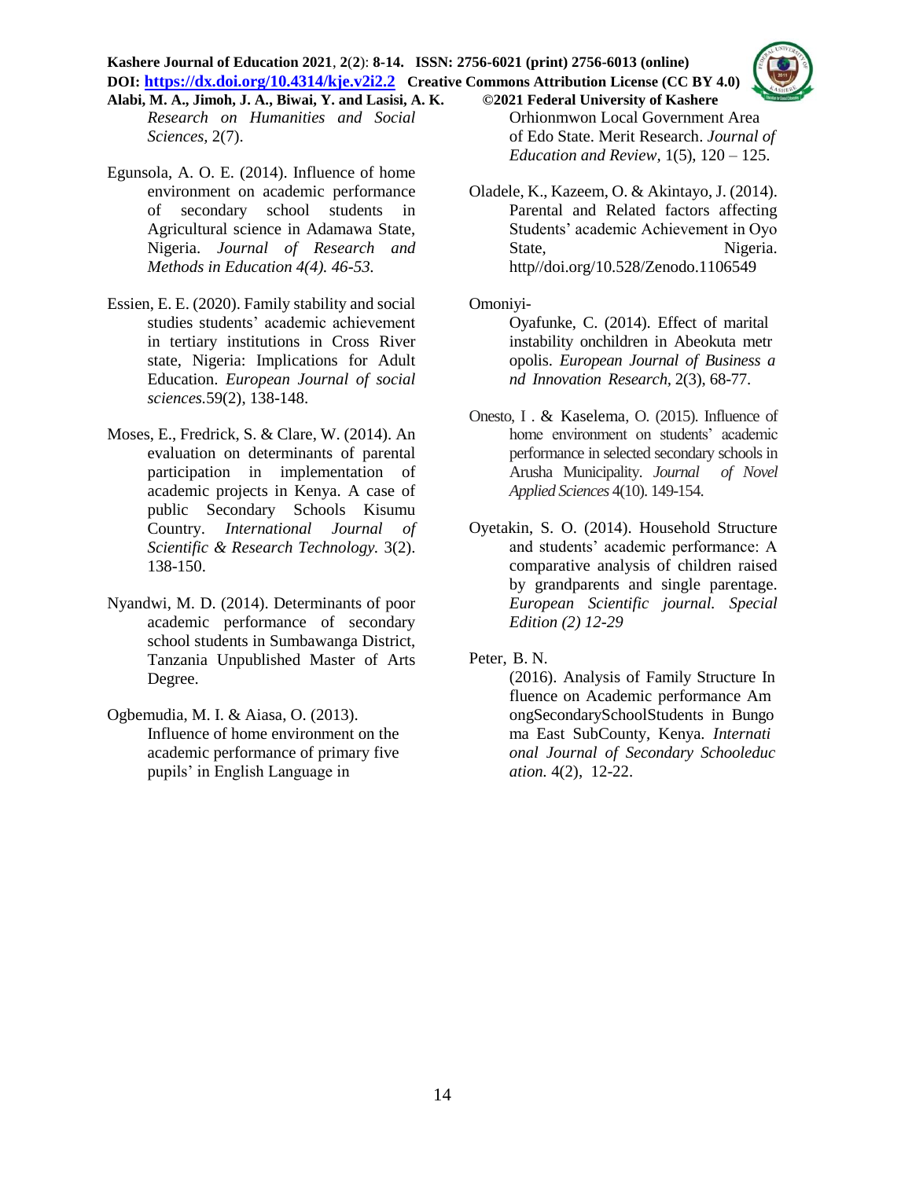Research on Humanities and Social Sciences, 2(7).

Egunsola, A. O. E. (2014). Influence of home environment on academic performance of secondary school students in Agricultural science in Adamawa State, Nigeria. *Journal of Research and Methods in Education 4(4). 46-53.*

Essien, E. E. (2020). Family stability and social studies students' academic achievement in tertiary institutions in Cross River state, Nigeria: Implications for Adult Education. *European Journal of social sciences.*59(2), 138-148.

Moses, E., Fredrick, S. & Clare, W. (2014). An evaluation on determinants of parental participation in implementation of academic projects in Kenya. A case of public Secondary Schools Kisumu Country. *International Journal of Scientific & Research Technology.* 3(2). 138-150.

Nyandwi, M. D. (2014). Determinants of poor academic performance of secondary school students in Sumbawanga District, Tanzania Unpublished Master of Arts Degree.

Ogbemudia, M. I. & Aiasa, O. (2013). Influence of home environment on the academic performance of primary five pupils' in English Language in Orhionmwon Local Government Area of Edo State. Merit Research. *Journal of Education and Review,* 1(5), 120 – 125.

Oladele, K., Kazeem, O. & Akintayo, J. (2014). Parental and Related factors affecting Students' academic Achievement in Oyo State, Nigeria. http//doi.org/10.528/Zenodo.1106549

Omoniyi-Oyafunke, C. (2014). Effect of marital instability onchildren in Abeokuta metr opolis. *European Journal of Business a nd Innovation Research,* 2(3), 68-77.

Onesto, I . & Kaselema, O. (2015). Influence of home environment on students' academic performance in selected secondary schools in Arusha Municipality. *Journal of Novel Applied Sciences* 4(10). 149-154.

Oyetakin, S. O. (2014). Household Structure and students' academic performance: A comparative analysis of children raised by grandparents and single parentage. *European Scientific journal. Special Edition (2) 12-29*

Peter, B. N. (2016). Analysis of Family Structure In fluence on Academic performance Am ongSecondarySchoolStudents in Bungo ma East SubCounty, Kenya. *Internati onal Journal of Secondary Schooleduc ation.* 4(2), 12-22.